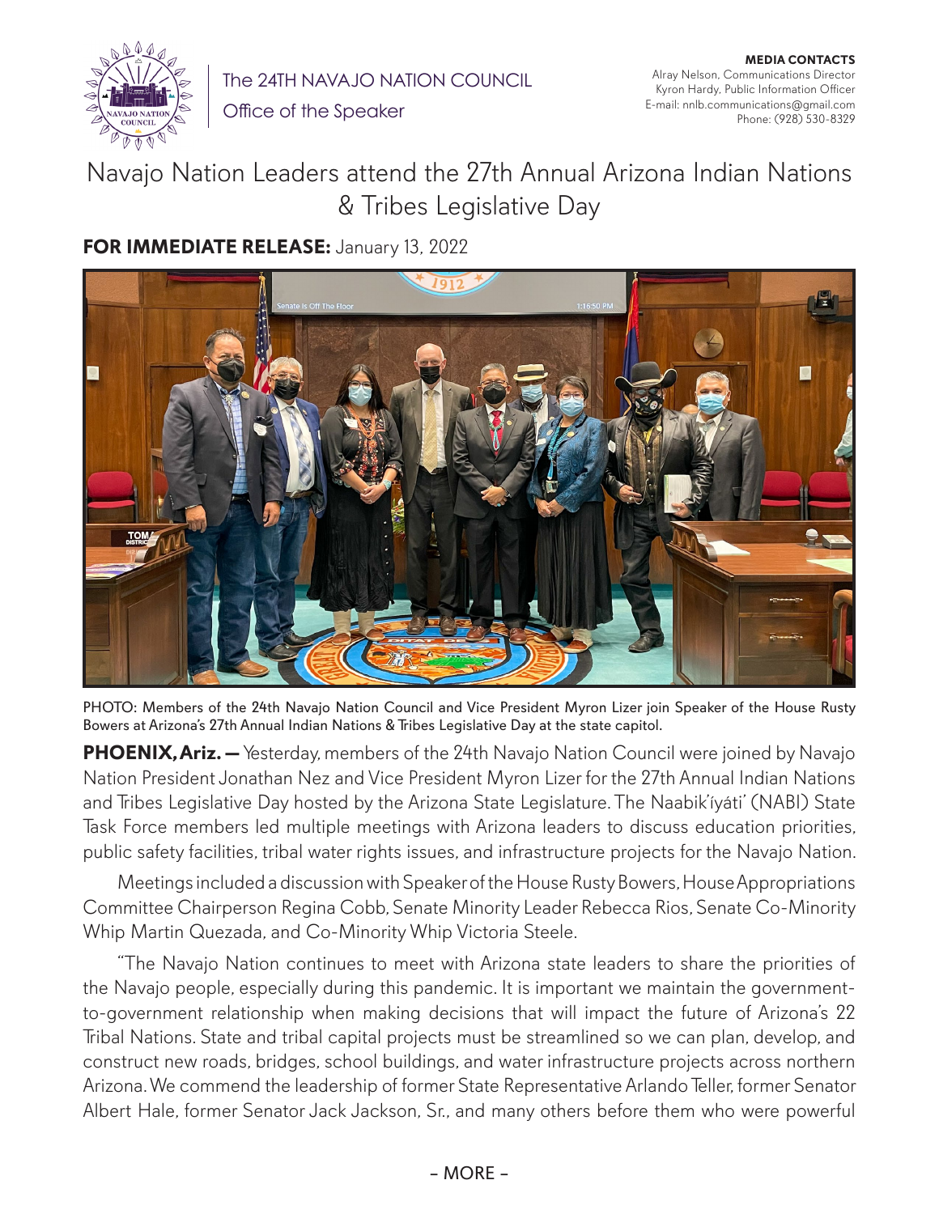The 24TH NAVAJO NATION COUNCIL

Office of the Speaker

**MEDIA CONTACTS**
Alray Nelson, Communications Director
Kyron Hardy, Public Information Officer
E-mail: nnlb.communications@gmail.com
Phone: (928) 530-8329

# Navajo Nation Leaders attend the 27th Annual Arizona Indian Nations & Tribes Legislative Day

**FOR IMMEDIATE RELEASE:** January 13, 2022

PHOTO: Members of the 24th Navajo Nation Council and Vice President Myron Lizer join Speaker of the House Rusty Bowers at Arizona's 27th Annual Indian Nations & Tribes Legislative Day at the state capitol.

**PHOENIX, Ariz. —** Yesterday, members of the 24th Navajo Nation Council were joined by Navajo Nation President Jonathan Nez and Vice President Myron Lizer for the 27th Annual Indian Nations and Tribes Legislative Day hosted by the Arizona State Legislature. The Naabik'íyáti' (NABI) State Task Force members led multiple meetings with Arizona leaders to discuss education priorities, public safety facilities, tribal water rights issues, and infrastructure projects for the Navajo Nation.

Meetings included a discussion with Speaker of the House Rusty Bowers, House Appropriations Committee Chairperson Regina Cobb, Senate Minority Leader Rebecca Rios, Senate Co-Minority Whip Martin Quezada, and Co-Minority Whip Victoria Steele.

"The Navajo Nation continues to meet with Arizona state leaders to share the priorities of the Navajo people, especially during this pandemic. It is important we maintain the government-to-government relationship when making decisions that will impact the future of Arizona's 22 Tribal Nations. State and tribal capital projects must be streamlined so we can plan, develop, and construct new roads, bridges, school buildings, and water infrastructure projects across northern Arizona. We commend the leadership of former State Representative Arlando Teller, former Senator Albert Hale, former Senator Jack Jackson, Sr., and many others before them who were powerful

– MORE –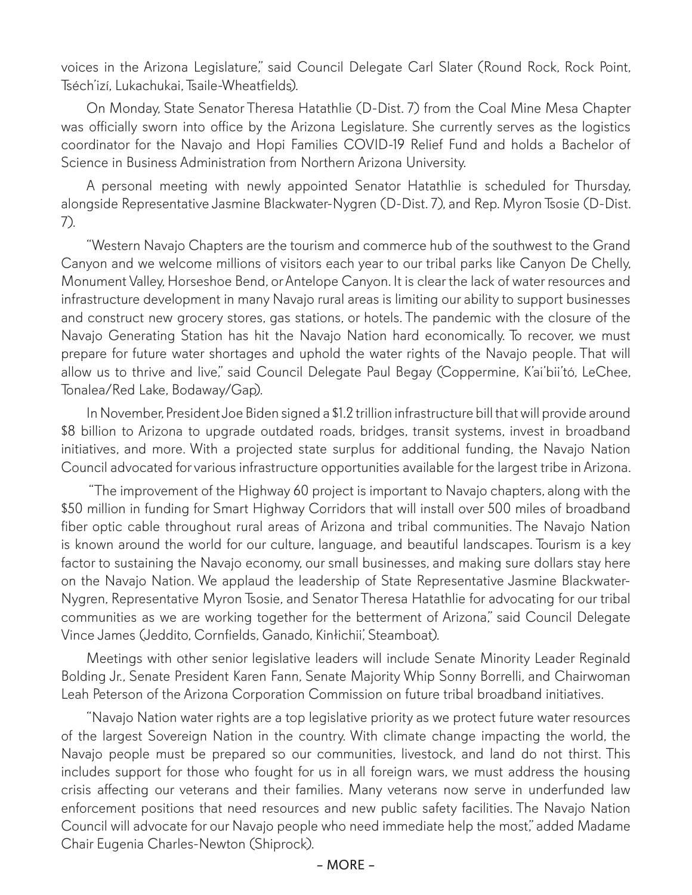voices in the Arizona Legislature," said Council Delegate Carl Slater (Round Rock, Rock Point, Tséch'izí, Lukachukai, Tsaile-Wheatfields).

On Monday, State Senator Theresa Hatathlie (D-Dist. 7) from the Coal Mine Mesa Chapter was officially sworn into office by the Arizona Legislature. She currently serves as the logistics coordinator for the Navajo and Hopi Families COVID-19 Relief Fund and holds a Bachelor of Science in Business Administration from Northern Arizona University.

A personal meeting with newly appointed Senator Hatathlie is scheduled for Thursday, alongside Representative Jasmine Blackwater-Nygren (D-Dist. 7), and Rep. Myron Tsosie (D-Dist. 7).

"Western Navajo Chapters are the tourism and commerce hub of the southwest to the Grand Canyon and we welcome millions of visitors each year to our tribal parks like Canyon De Chelly, Monument Valley, Horseshoe Bend, or Antelope Canyon. It is clear the lack of water resources and infrastructure development in many Navajo rural areas is limiting our ability to support businesses and construct new grocery stores, gas stations, or hotels. The pandemic with the closure of the Navajo Generating Station has hit the Navajo Nation hard economically. To recover, we must prepare for future water shortages and uphold the water rights of the Navajo people. That will allow us to thrive and live," said Council Delegate Paul Begay (Coppermine, K'ai'bii'tó, LeChee, Tonalea/Red Lake, Bodaway/Gap).

In November, President Joe Biden signed a $1.2 trillion infrastructure bill that will provide around $8 billion to Arizona to upgrade outdated roads, bridges, transit systems, invest in broadband initiatives, and more. With a projected state surplus for additional funding, the Navajo Nation Council advocated for various infrastructure opportunities available for the largest tribe in Arizona.

"The improvement of the Highway 60 project is important to Navajo chapters, along with the $50 million in funding for Smart Highway Corridors that will install over 500 miles of broadband fiber optic cable throughout rural areas of Arizona and tribal communities. The Navajo Nation is known around the world for our culture, language, and beautiful landscapes. Tourism is a key factor to sustaining the Navajo economy, our small businesses, and making sure dollars stay here on the Navajo Nation. We applaud the leadership of State Representative Jasmine Blackwater-Nygren, Representative Myron Tsosie, and Senator Theresa Hatathlie for advocating for our tribal communities as we are working together for the betterment of Arizona," said Council Delegate Vince James (Jeddito, Cornfields, Ganado, Kinłichii', Steamboat).

Meetings with other senior legislative leaders will include Senate Minority Leader Reginald Bolding Jr., Senate President Karen Fann, Senate Majority Whip Sonny Borrelli, and Chairwoman Leah Peterson of the Arizona Corporation Commission on future tribal broadband initiatives.

"Navajo Nation water rights are a top legislative priority as we protect future water resources of the largest Sovereign Nation in the country. With climate change impacting the world, the Navajo people must be prepared so our communities, livestock, and land do not thirst. This includes support for those who fought for us in all foreign wars, we must address the housing crisis affecting our veterans and their families. Many veterans now serve in underfunded law enforcement positions that need resources and new public safety facilities. The Navajo Nation Council will advocate for our Navajo people who need immediate help the most," added Madame Chair Eugenia Charles-Newton (Shiprock).

– MORE –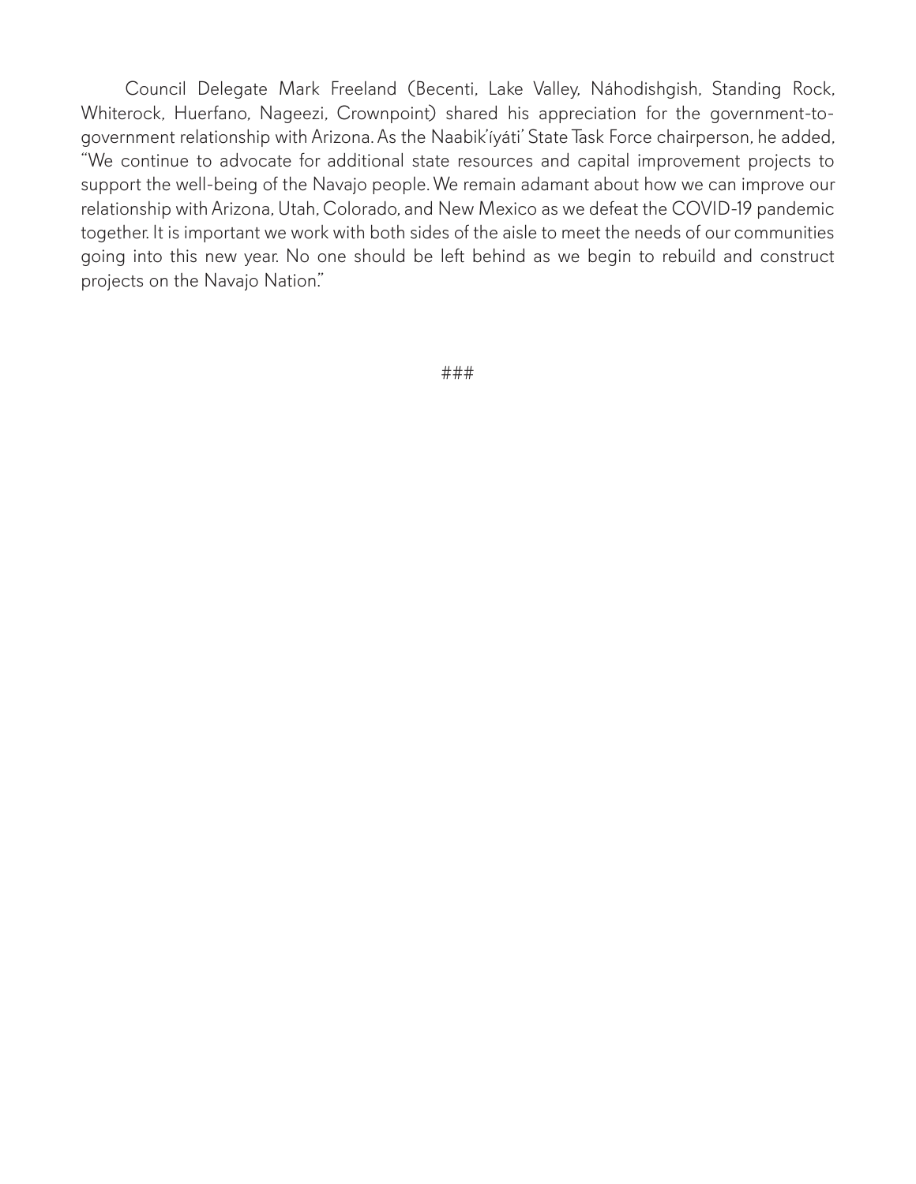Council Delegate Mark Freeland (Becenti, Lake Valley, Náhodishgish, Standing Rock, Whiterock, Huerfano, Nageezi, Crownpoint) shared his appreciation for the government-to-government relationship with Arizona. As the Naabik'íyáti' State Task Force chairperson, he added, "We continue to advocate for additional state resources and capital improvement projects to support the well-being of the Navajo people. We remain adamant about how we can improve our relationship with Arizona, Utah, Colorado, and New Mexico as we defeat the COVID-19 pandemic together. It is important we work with both sides of the aisle to meet the needs of our communities going into this new year. No one should be left behind as we begin to rebuild and construct projects on the Navajo Nation."

###